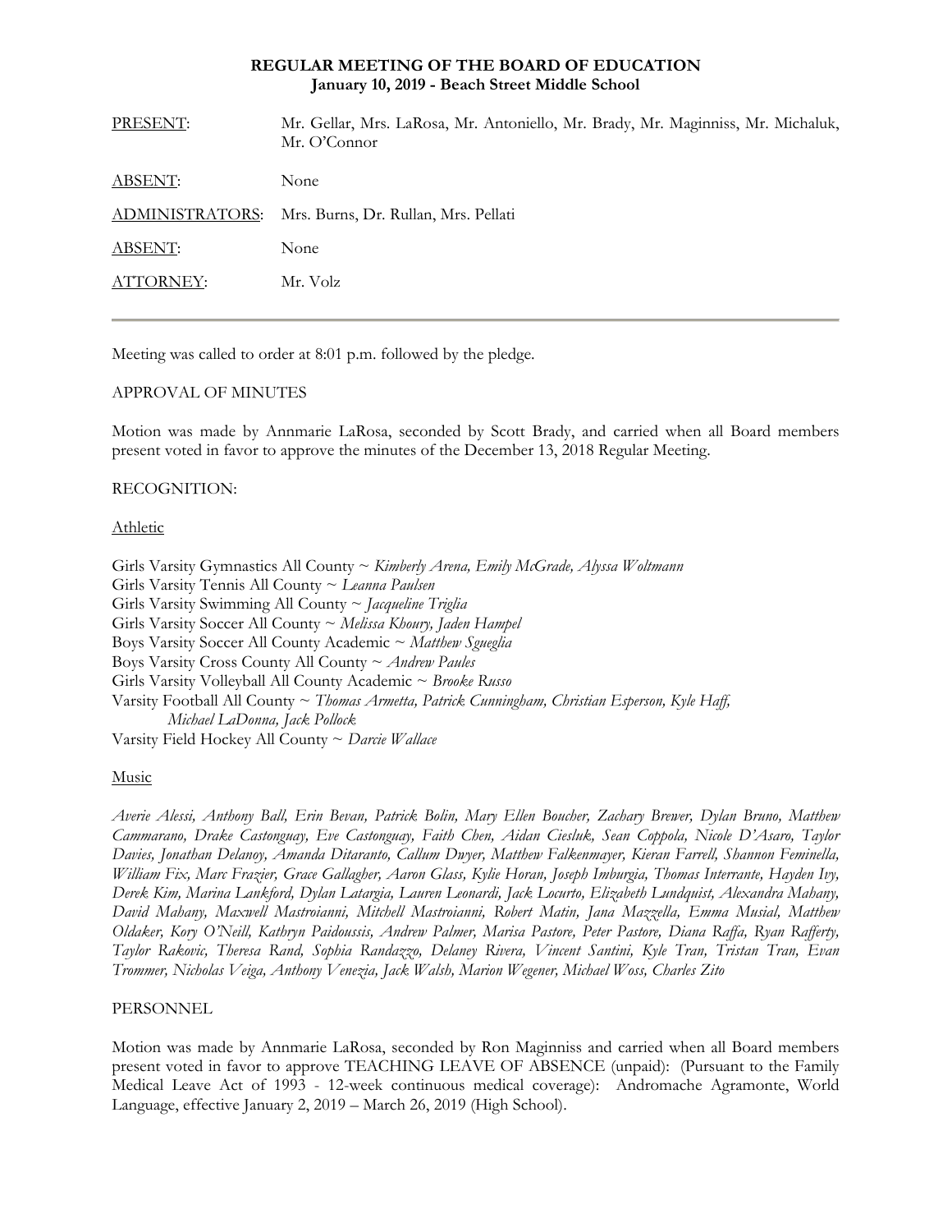**REGULAR MEETING OF THE BOARD OF EDUCATION**
**January 10, 2019 - Beach Street Middle School**

| | |
|---|---|
| PRESENT: | Mr. Gellar, Mrs. LaRosa, Mr. Antoniello, Mr. Brady, Mr. Maginniss, Mr. Michaluk, Mr. O'Connor |
| ABSENT: | None |
| ADMINISTRATORS: | Mrs. Burns, Dr. Rullan, Mrs. Pellati |
| ABSENT: | None |
| ATTORNEY: | Mr. Volz |

---

Meeting was called to order at 8:01 p.m. followed by the pledge.

APPROVAL OF MINUTES

Motion was made by Annmarie LaRosa, seconded by Scott Brady, and carried when all Board members present voted in favor to approve the minutes of the December 13, 2018 Regular Meeting.

RECOGNITION:

Athletic

Girls Varsity Gymnastics All County ~ *Kimberly Arena, Emily McGrade, Alyssa Woltmann*
Girls Varsity Tennis All County ~ *Leanna Paulsen*
Girls Varsity Swimming All County ~ *Jacqueline Triglia*
Girls Varsity Soccer All County ~ *Melissa Khoury, Jaden Hampel*
Boys Varsity Soccer All County Academic ~ *Matthew Sgueglia*
Boys Varsity Cross County All County ~ *Andrew Paules*
Girls Varsity Volleyball All County Academic ~ *Brooke Russo*
Varsity Football All County ~ *Thomas Armetta, Patrick Cunningham, Christian Esperson, Kyle Haff, Michael LaDonna, Jack Pollock*
Varsity Field Hockey All County ~ *Darcie Wallace*

Music

*Averie Alessi, Anthony Ball, Erin Bevan, Patrick Bolin, Mary Ellen Boucher, Zachary Brewer, Dylan Bruno, Matthew Cammarano, Drake Castonguay, Eve Castonguay, Faith Chen, Aidan Ciesluk, Sean Coppola, Nicole D'Asaro, Taylor Davies, Jonathan Delanoy, Amanda Ditaranto, Callum Dwyer, Matthew Falkenmayer, Kieran Farrell, Shannon Feminella, William Fix, Marc Frazier, Grace Gallagher, Aaron Glass, Kylie Horan, Joseph Imburgia, Thomas Interrante, Hayden Ivy, Derek Kim, Marina Lankford, Dylan Latargia, Lauren Leonardi, Jack Locurto, Elizabeth Lundquist, Alexandra Mahany, David Mahany, Maxwell Mastroianni, Mitchell Mastroianni, Robert Matin, Jana Mazzella, Emma Musial, Matthew Oldaker, Kory O'Neill, Kathryn Paidoussis, Andrew Palmer, Marisa Pastore, Peter Pastore, Diana Raffa, Ryan Rafferty, Taylor Rakovic, Theresa Rand, Sophia Randazzo, Delaney Rivera, Vincent Santini, Kyle Tran, Tristan Tran, Evan Trommer, Nicholas Veiga, Anthony Venezia, Jack Walsh, Marion Wegener, Michael Woss, Charles Zito*

PERSONNEL

Motion was made by Annmarie LaRosa, seconded by Ron Maginniss and carried when all Board members present voted in favor to approve TEACHING LEAVE OF ABSENCE (unpaid): (Pursuant to the Family Medical Leave Act of 1993 - 12-week continuous medical coverage): Andromache Agramonte, World Language, effective January 2, 2019 – March 26, 2019 (High School).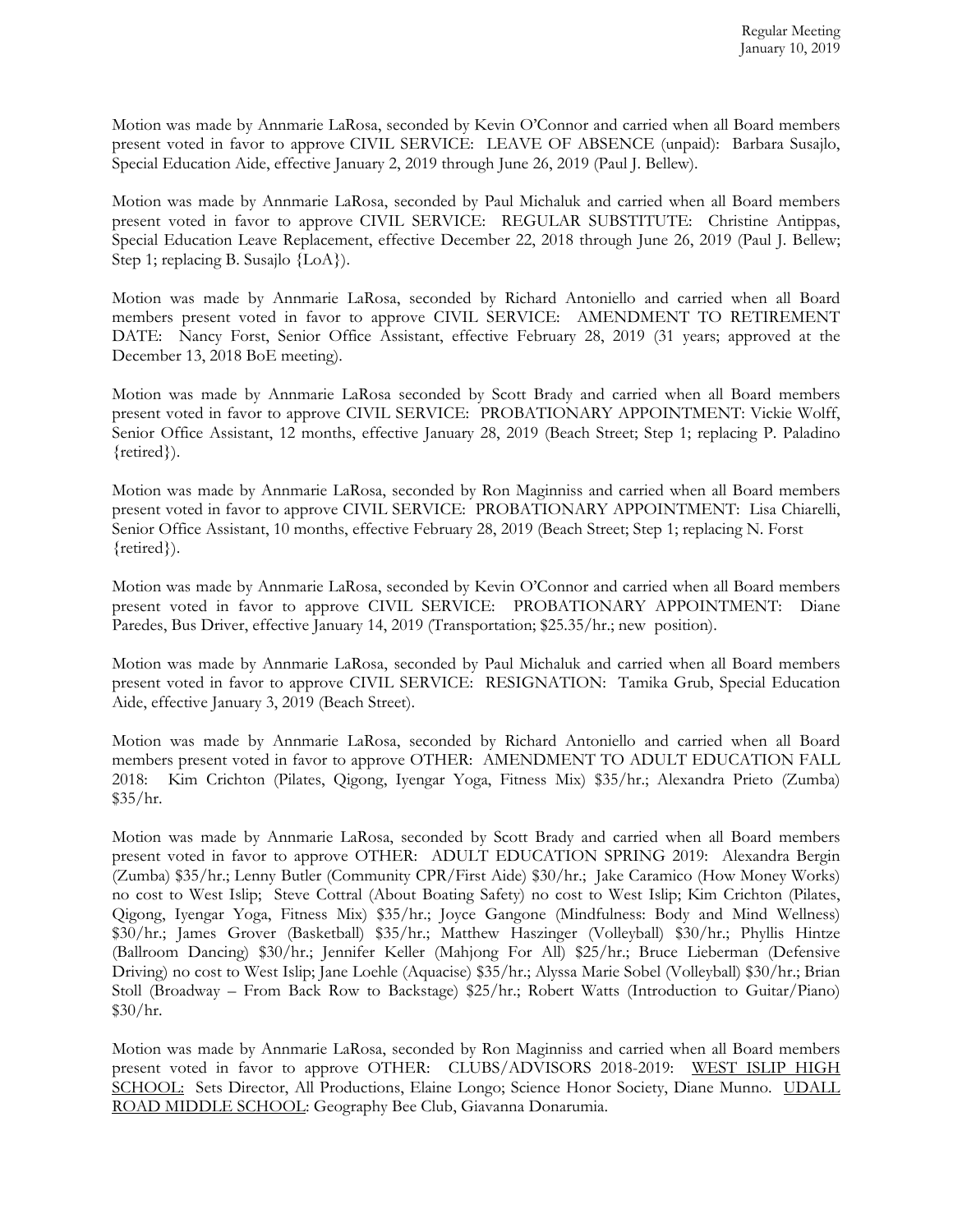Motion was made by Annmarie LaRosa, seconded by Kevin O'Connor and carried when all Board members present voted in favor to approve CIVIL SERVICE: LEAVE OF ABSENCE (unpaid): Barbara Susajlo, Special Education Aide, effective January 2, 2019 through June 26, 2019 (Paul J. Bellew).

Motion was made by Annmarie LaRosa, seconded by Paul Michaluk and carried when all Board members present voted in favor to approve CIVIL SERVICE: REGULAR SUBSTITUTE: Christine Antippas, Special Education Leave Replacement, effective December 22, 2018 through June 26, 2019 (Paul J. Bellew; Step 1; replacing B. Susajlo {LoA}).

Motion was made by Annmarie LaRosa, seconded by Richard Antoniello and carried when all Board members present voted in favor to approve CIVIL SERVICE: AMENDMENT TO RETIREMENT DATE: Nancy Forst, Senior Office Assistant, effective February 28, 2019 (31 years; approved at the December 13, 2018 BoE meeting).

Motion was made by Annmarie LaRosa seconded by Scott Brady and carried when all Board members present voted in favor to approve CIVIL SERVICE: PROBATIONARY APPOINTMENT: Vickie Wolff, Senior Office Assistant, 12 months, effective January 28, 2019 (Beach Street; Step 1; replacing P. Paladino {retired}).

Motion was made by Annmarie LaRosa, seconded by Ron Maginniss and carried when all Board members present voted in favor to approve CIVIL SERVICE: PROBATIONARY APPOINTMENT: Lisa Chiarelli, Senior Office Assistant, 10 months, effective February 28, 2019 (Beach Street; Step 1; replacing N. Forst {retired}).

Motion was made by Annmarie LaRosa, seconded by Kevin O'Connor and carried when all Board members present voted in favor to approve CIVIL SERVICE: PROBATIONARY APPOINTMENT: Diane Paredes, Bus Driver, effective January 14, 2019 (Transportation; $25.35/hr.; new position).

Motion was made by Annmarie LaRosa, seconded by Paul Michaluk and carried when all Board members present voted in favor to approve CIVIL SERVICE: RESIGNATION: Tamika Grub, Special Education Aide, effective January 3, 2019 (Beach Street).

Motion was made by Annmarie LaRosa, seconded by Richard Antoniello and carried when all Board members present voted in favor to approve OTHER: AMENDMENT TO ADULT EDUCATION FALL 2018: Kim Crichton (Pilates, Qigong, Iyengar Yoga, Fitness Mix) $35/hr.; Alexandra Prieto (Zumba) $35/hr.

Motion was made by Annmarie LaRosa, seconded by Scott Brady and carried when all Board members present voted in favor to approve OTHER: ADULT EDUCATION SPRING 2019: Alexandra Bergin (Zumba) $35/hr.; Lenny Butler (Community CPR/First Aide) $30/hr.; Jake Caramico (How Money Works) no cost to West Islip; Steve Cottral (About Boating Safety) no cost to West Islip; Kim Crichton (Pilates, Qigong, Iyengar Yoga, Fitness Mix) $35/hr.; Joyce Gangone (Mindfulness: Body and Mind Wellness) $30/hr.; James Grover (Basketball) $35/hr.; Matthew Haszinger (Volleyball) $30/hr.; Phyllis Hintze (Ballroom Dancing) $30/hr.; Jennifer Keller (Mahjong For All) $25/hr.; Bruce Lieberman (Defensive Driving) no cost to West Islip; Jane Loehle (Aquacise) $35/hr.; Alyssa Marie Sobel (Volleyball) $30/hr.; Brian Stoll (Broadway – From Back Row to Backstage) $25/hr.; Robert Watts (Introduction to Guitar/Piano) $30/hr.

Motion was made by Annmarie LaRosa, seconded by Ron Maginniss and carried when all Board members present voted in favor to approve OTHER: CLUBS/ADVISORS 2018-2019: WEST ISLIP HIGH SCHOOL: Sets Director, All Productions, Elaine Longo; Science Honor Society, Diane Munno. UDALL ROAD MIDDLE SCHOOL: Geography Bee Club, Giavanna Donarumia.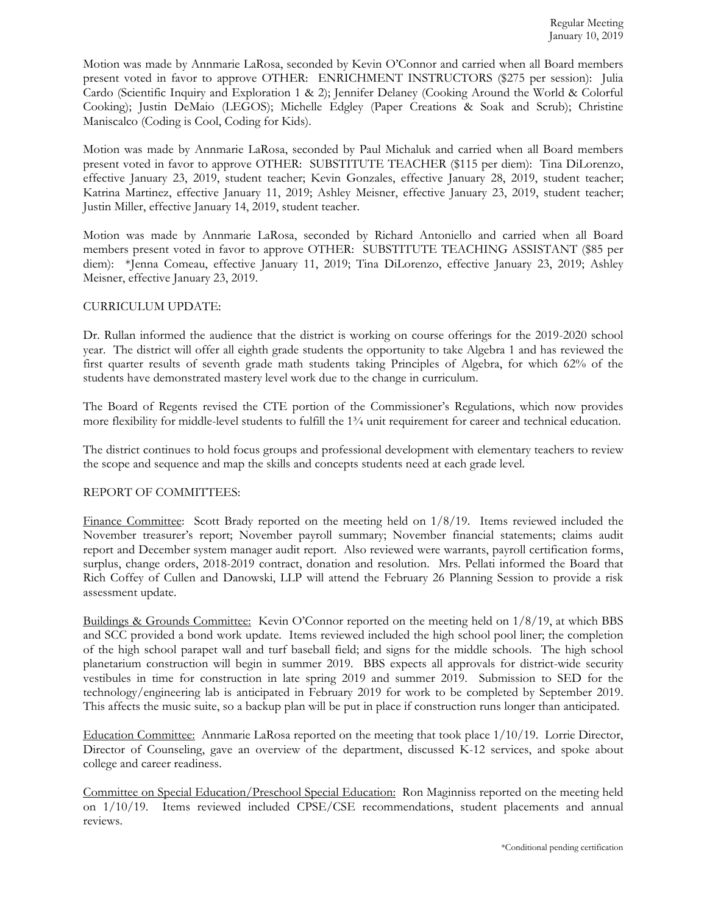Motion was made by Annmarie LaRosa, seconded by Kevin O'Connor and carried when all Board members present voted in favor to approve OTHER: ENRICHMENT INSTRUCTORS ($275 per session): Julia Cardo (Scientific Inquiry and Exploration 1 & 2); Jennifer Delaney (Cooking Around the World & Colorful Cooking); Justin DeMaio (LEGOS); Michelle Edgley (Paper Creations & Soak and Scrub); Christine Maniscalco (Coding is Cool, Coding for Kids).

Motion was made by Annmarie LaRosa, seconded by Paul Michaluk and carried when all Board members present voted in favor to approve OTHER: SUBSTITUTE TEACHER ($115 per diem): Tina DiLorenzo, effective January 23, 2019, student teacher; Kevin Gonzales, effective January 28, 2019, student teacher; Katrina Martinez, effective January 11, 2019; Ashley Meisner, effective January 23, 2019, student teacher; Justin Miller, effective January 14, 2019, student teacher.

Motion was made by Annmarie LaRosa, seconded by Richard Antoniello and carried when all Board members present voted in favor to approve OTHER: SUBSTITUTE TEACHING ASSISTANT ($85 per diem): *Jenna Comeau, effective January 11, 2019; Tina DiLorenzo, effective January 23, 2019; Ashley Meisner, effective January 23, 2019.

CURRICULUM UPDATE:

Dr. Rullan informed the audience that the district is working on course offerings for the 2019-2020 school year. The district will offer all eighth grade students the opportunity to take Algebra 1 and has reviewed the first quarter results of seventh grade math students taking Principles of Algebra, for which 62% of the students have demonstrated mastery level work due to the change in curriculum.

The Board of Regents revised the CTE portion of the Commissioner's Regulations, which now provides more flexibility for middle-level students to fulfill the 1¾ unit requirement for career and technical education.

The district continues to hold focus groups and professional development with elementary teachers to review the scope and sequence and map the skills and concepts students need at each grade level.

REPORT OF COMMITTEES:

Finance Committee: Scott Brady reported on the meeting held on 1/8/19. Items reviewed included the November treasurer's report; November payroll summary; November financial statements; claims audit report and December system manager audit report. Also reviewed were warrants, payroll certification forms, surplus, change orders, 2018-2019 contract, donation and resolution. Mrs. Pellati informed the Board that Rich Coffey of Cullen and Danowski, LLP will attend the February 26 Planning Session to provide a risk assessment update.

Buildings & Grounds Committee: Kevin O'Connor reported on the meeting held on 1/8/19, at which BBS and SCC provided a bond work update. Items reviewed included the high school pool liner; the completion of the high school parapet wall and turf baseball field; and signs for the middle schools. The high school planetarium construction will begin in summer 2019. BBS expects all approvals for district-wide security vestibules in time for construction in late spring 2019 and summer 2019. Submission to SED for the technology/engineering lab is anticipated in February 2019 for work to be completed by September 2019. This affects the music suite, so a backup plan will be put in place if construction runs longer than anticipated.

Education Committee: Annmarie LaRosa reported on the meeting that took place 1/10/19. Lorrie Director, Director of Counseling, gave an overview of the department, discussed K-12 services, and spoke about college and career readiness.

Committee on Special Education/Preschool Special Education: Ron Maginniss reported on the meeting held on 1/10/19. Items reviewed included CPSE/CSE recommendations, student placements and annual reviews.

*Conditional pending certification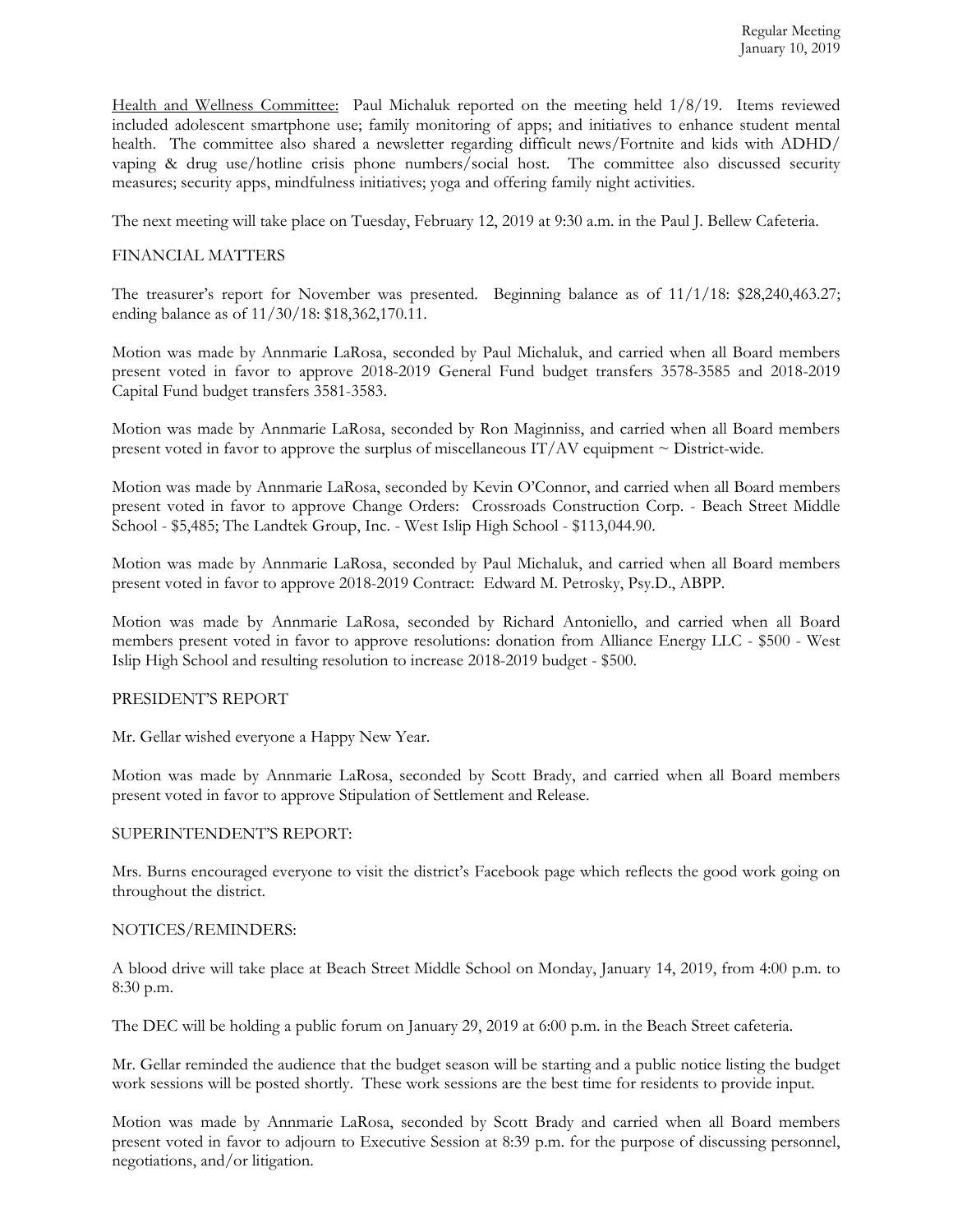Health and Wellness Committee: Paul Michaluk reported on the meeting held 1/8/19. Items reviewed included adolescent smartphone use; family monitoring of apps; and initiatives to enhance student mental health. The committee also shared a newsletter regarding difficult news/Fortnite and kids with ADHD/ vaping & drug use/hotline crisis phone numbers/social host. The committee also discussed security measures; security apps, mindfulness initiatives; yoga and offering family night activities.

The next meeting will take place on Tuesday, February 12, 2019 at 9:30 a.m. in the Paul J. Bellew Cafeteria.

## FINANCIAL MATTERS

The treasurer's report for November was presented. Beginning balance as of 11/1/18: $28,240,463.27; ending balance as of 11/30/18: $18,362,170.11.

Motion was made by Annmarie LaRosa, seconded by Paul Michaluk, and carried when all Board members present voted in favor to approve 2018-2019 General Fund budget transfers 3578-3585 and 2018-2019 Capital Fund budget transfers 3581-3583.

Motion was made by Annmarie LaRosa, seconded by Ron Maginniss, and carried when all Board members present voted in favor to approve the surplus of miscellaneous IT/AV equipment ~ District-wide.

Motion was made by Annmarie LaRosa, seconded by Kevin O'Connor, and carried when all Board members present voted in favor to approve Change Orders: Crossroads Construction Corp. - Beach Street Middle School - $5,485; The Landtek Group, Inc. - West Islip High School - $113,044.90.

Motion was made by Annmarie LaRosa, seconded by Paul Michaluk, and carried when all Board members present voted in favor to approve 2018-2019 Contract: Edward M. Petrosky, Psy.D., ABPP.

Motion was made by Annmarie LaRosa, seconded by Richard Antoniello, and carried when all Board members present voted in favor to approve resolutions: donation from Alliance Energy LLC - $500 - West Islip High School and resulting resolution to increase 2018-2019 budget - $500.

## PRESIDENT'S REPORT

Mr. Gellar wished everyone a Happy New Year.

Motion was made by Annmarie LaRosa, seconded by Scott Brady, and carried when all Board members present voted in favor to approve Stipulation of Settlement and Release.

## SUPERINTENDENT'S REPORT:

Mrs. Burns encouraged everyone to visit the district's Facebook page which reflects the good work going on throughout the district.

## NOTICES/REMINDERS:

A blood drive will take place at Beach Street Middle School on Monday, January 14, 2019, from 4:00 p.m. to 8:30 p.m.

The DEC will be holding a public forum on January 29, 2019 at 6:00 p.m. in the Beach Street cafeteria.

Mr. Gellar reminded the audience that the budget season will be starting and a public notice listing the budget work sessions will be posted shortly. These work sessions are the best time for residents to provide input.

Motion was made by Annmarie LaRosa, seconded by Scott Brady and carried when all Board members present voted in favor to adjourn to Executive Session at 8:39 p.m. for the purpose of discussing personnel, negotiations, and/or litigation.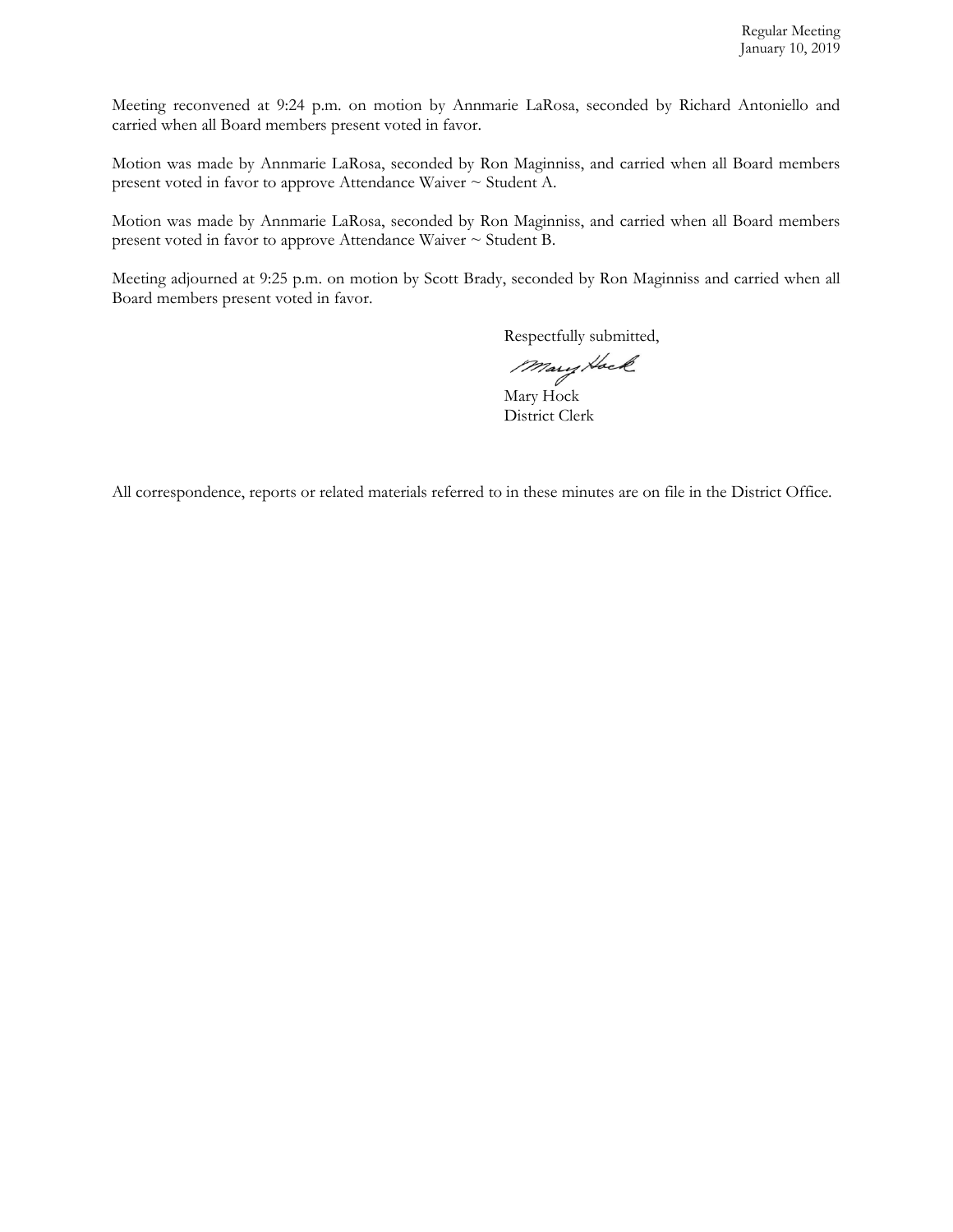Meeting reconvened at 9:24 p.m. on motion by Annmarie LaRosa, seconded by Richard Antoniello and carried when all Board members present voted in favor.

Motion was made by Annmarie LaRosa, seconded by Ron Maginniss, and carried when all Board members present voted in favor to approve Attendance Waiver ~ Student A.

Motion was made by Annmarie LaRosa, seconded by Ron Maginniss, and carried when all Board members present voted in favor to approve Attendance Waiver ~ Student B.

Meeting adjourned at 9:25 p.m. on motion by Scott Brady, seconded by Ron Maginniss and carried when all Board members present voted in favor.

Respectfully submitted,

Mary Hock

Mary Hock
District Clerk

All correspondence, reports or related materials referred to in these minutes are on file in the District Office.